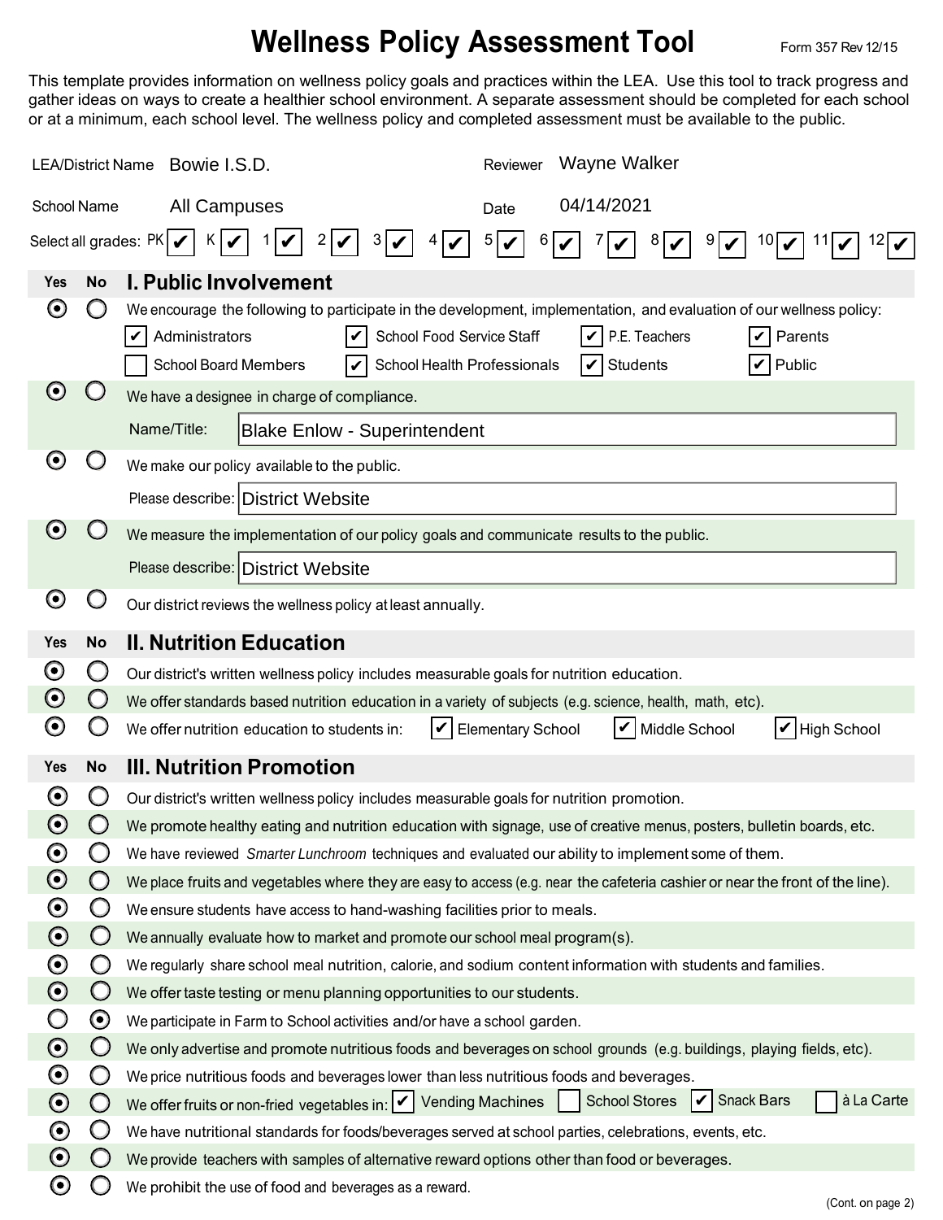# Wellness Policy Assessment Tool

Form 357 Rev 12/15

This template provides information on wellness policy goals and practices within the LEA. Use this tool to track progress and gather ideas on ways to create a healthier school environment. A separate assessment should be completed for each school or at a minimum, each school level. The wellness policy and completed assessment must be available to the public.

| | | | |
|---|---|---|---|
| LEA/District Name | Bowie I.S.D. | Reviewer | Wayne Walker |
| School Name | All Campuses | Date | 04/14/2021 |

Select all grades: PK ☑ K ☑ 1 ☑ 2 ☑ 3 ☑ 4 ☑ 5 ☑ 6 ☑ 7 ☑ 8 ☑ 9 ☑ 10 ☑ 11 ☑ 12 ☑

## I. Public Involvement

| Yes | No | |
|---|---|---|
| ◉ | ○ | We encourage the following to participate in the development, implementation, and evaluation of our wellness policy: ☑ Administrators ☑ School Food Service Staff ☑ P.E. Teachers ☑ Parents ☐ School Board Members ☑ School Health Professionals ☑ Students ☑ Public |
| ◉ | ○ | We have a designee in charge of compliance. Name/Title: Blake Enlow - Superintendent |
| ◉ | ○ | We make our policy available to the public. Please describe: District Website |
| ◉ | ○ | We measure the implementation of our policy goals and communicate results to the public. Please describe: District Website |
| ◉ | ○ | Our district reviews the wellness policy at least annually. |

## II. Nutrition Education

| Yes | No | |
|---|---|---|
| ◉ | ○ | Our district's written wellness policy includes measurable goals for nutrition education. |
| ◉ | ○ | We offer standards based nutrition education in a variety of subjects (e.g. science, health, math, etc). |
| ◉ | ○ | We offer nutrition education to students in: ☑ Elementary School ☑ Middle School ☑ High School |

## III. Nutrition Promotion

| Yes | No | |
|---|---|---|
| ◉ | ○ | Our district's written wellness policy includes measurable goals for nutrition promotion. |
| ◉ | ○ | We promote healthy eating and nutrition education with signage, use of creative menus, posters, bulletin boards, etc. |
| ◉ | ○ | We have reviewed *Smarter Lunchroom* techniques and evaluated our ability to implement some of them. |
| ◉ | ○ | We place fruits and vegetables where they are easy to access (e.g. near the cafeteria cashier or near the front of the line). |
| ◉ | ○ | We ensure students have access to hand-washing facilities prior to meals. |
| ◉ | ○ | We annually evaluate how to market and promote our school meal program(s). |
| ◉ | ○ | We regularly share school meal nutrition, calorie, and sodium content information with students and families. |
| ◉ | ○ | We offer taste testing or menu planning opportunities to our students. |
| ○ | ◉ | We participate in Farm to School activities and/or have a school garden. |
| ◉ | ○ | We only advertise and promote nutritious foods and beverages on school grounds (e.g. buildings, playing fields, etc). |
| ◉ | ○ | We price nutritious foods and beverages lower than less nutritious foods and beverages. |
| ◉ | ○ | We offer fruits or non-fried vegetables in: ☑ Vending Machines ☐ School Stores ☑ Snack Bars ☐ à La Carte |
| ◉ | ○ | We have nutritional standards for foods/beverages served at school parties, celebrations, events, etc. |
| ◉ | ○ | We provide teachers with samples of alternative reward options other than food or beverages. |
| ◉ | ○ | We prohibit the use of food and beverages as a reward. |

(Cont. on page 2)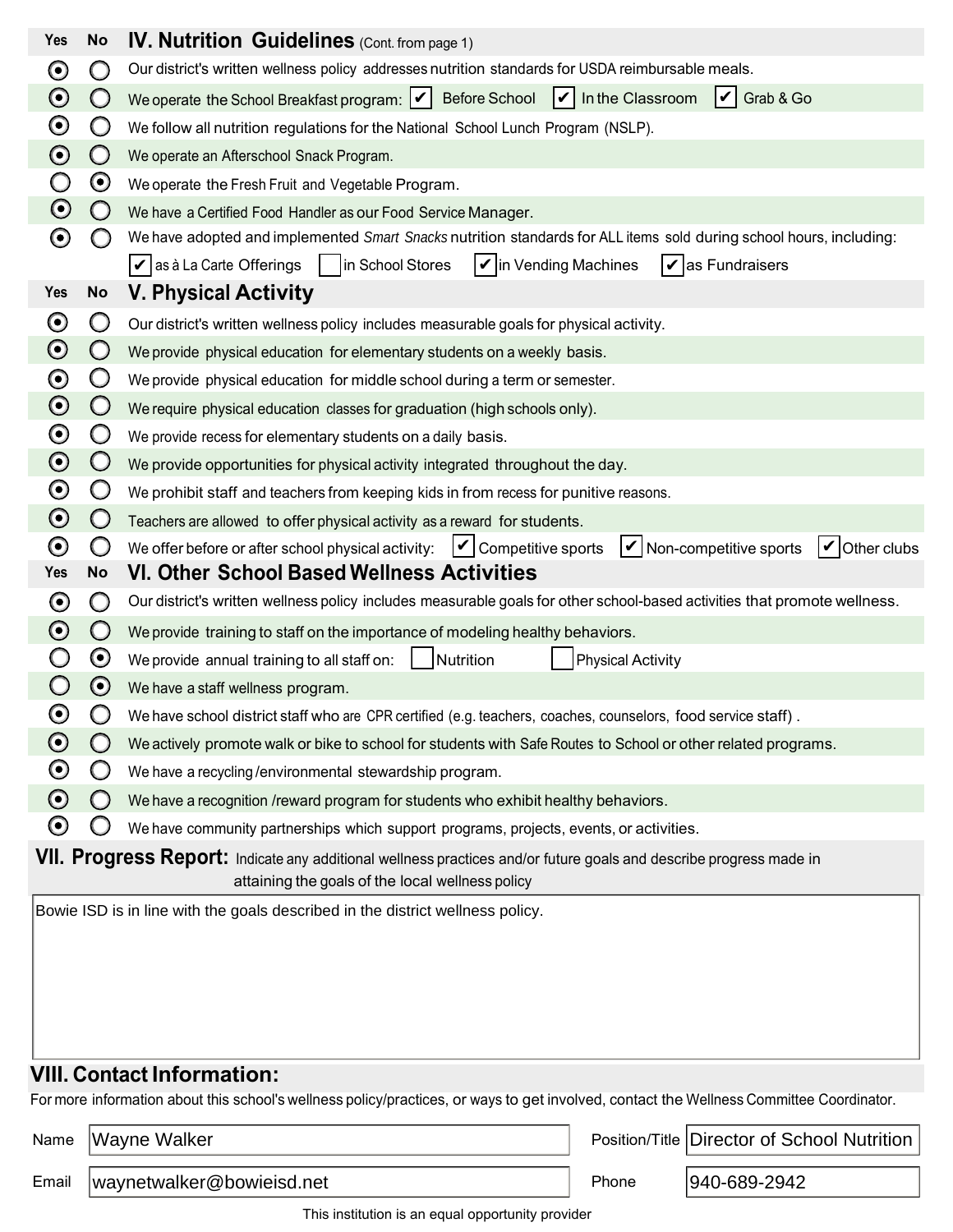| Yes | No | IV. Nutrition Guidelines (Cont. from page 1) |
|---|---|---|
| ⦿ | ○ | Our district's written wellness policy addresses nutrition standards for USDA reimbursable meals. |
| ⦿ | ○ | We operate the School Breakfast program: ☑ Before School ☑ In the Classroom ☑ Grab & Go |
| ⦿ | ○ | We follow all nutrition regulations for the National School Lunch Program (NSLP). |
| ⦿ | ○ | We operate an Afterschool Snack Program. |
| ○ | ⦿ | We operate the Fresh Fruit and Vegetable Program. |
| ⦿ | ○ | We have a Certified Food Handler as our Food Service Manager. |
| ⦿ | ○ | We have adopted and implemented *Smart Snacks* nutrition standards for ALL items sold during school hours, including: ☑ as à La Carte Offerings ☐ in School Stores ☑ in Vending Machines ☑ as Fundraisers |

| Yes | No | V. Physical Activity |
|---|---|---|
| ⦿ | ○ | Our district's written wellness policy includes measurable goals for physical activity. |
| ⦿ | ○ | We provide physical education for elementary students on a weekly basis. |
| ⦿ | ○ | We provide physical education for middle school during a term or semester. |
| ⦿ | ○ | We require physical education classes for graduation (high schools only). |
| ⦿ | ○ | We provide recess for elementary students on a daily basis. |
| ⦿ | ○ | We provide opportunities for physical activity integrated throughout the day. |
| ⦿ | ○ | We prohibit staff and teachers from keeping kids in from recess for punitive reasons. |
| ⦿ | ○ | Teachers are allowed to offer physical activity as a reward for students. |
| ⦿ | ○ | We offer before or after school physical activity: ☑ Competitive sports ☑ Non-competitive sports ☑ Other clubs |

| Yes | No | VI. Other School Based Wellness Activities |
|---|---|---|
| ⦿ | ○ | Our district's written wellness policy includes measurable goals for other school-based activities that promote wellness. |
| ⦿ | ○ | We provide training to staff on the importance of modeling healthy behaviors. |
| ○ | ⦿ | We provide annual training to all staff on: ☐ Nutrition ☐ Physical Activity |
| ○ | ⦿ | We have a staff wellness program. |
| ⦿ | ○ | We have school district staff who are CPR certified (e.g. teachers, coaches, counselors, food service staff) . |
| ⦿ | ○ | We actively promote walk or bike to school for students with Safe Routes to School or other related programs. |
| ⦿ | ○ | We have a recycling /environmental stewardship program. |
| ⦿ | ○ | We have a recognition /reward program for students who exhibit healthy behaviors. |
| ⦿ | ○ | We have community partnerships which support programs, projects, events, or activities. |

## VII. Progress Report:

Indicate any additional wellness practices and/or future goals and describe progress made in attaining the goals of the local wellness policy

Bowie ISD is in line with the goals described in the district wellness policy.

## VIII. Contact Information:

For more information about this school's wellness policy/practices, or ways to get involved, contact the Wellness Committee Coordinator.

| | | | |
|---|---|---|---|
| Name | Wayne Walker | Position/Title | Director of School Nutrition |
| Email | waynetwalker@bowieisd.net | Phone | 940-689-2942 |

This institution is an equal opportunity provider